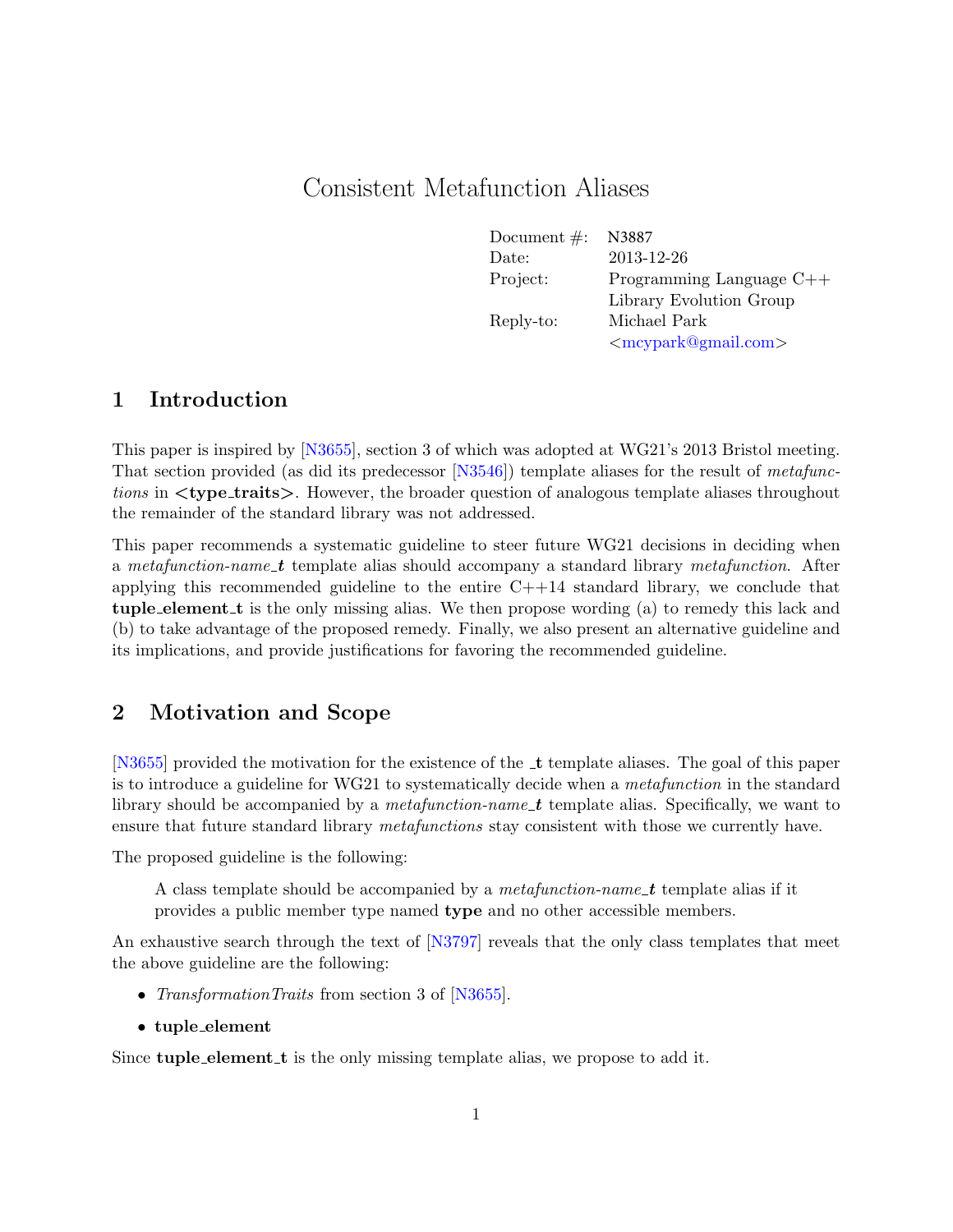# Consistent Metafunction Aliases

| | |
|---|---|
| Document #: | N3887 |
| Date: | 2013-12-26 |
| Project: | Programming Language C++ |
| | Library Evolution Group |
| Reply-to: | Michael Park |
| | <mcypark@gmail.com> |

## 1 Introduction

This paper is inspired by [N3655], section 3 of which was adopted at WG21's 2013 Bristol meeting. That section provided (as did its predecessor [N3546]) template aliases for the result of *metafunctions* in **<type_traits>**. However, the broader question of analogous template aliases throughout the remainder of the standard library was not addressed.

This paper recommends a systematic guideline to steer future WG21 decisions in deciding when a *metafunction-name_**t*** template alias should accompany a standard library *metafunction*. After applying this recommended guideline to the entire C++14 standard library, we conclude that **tuple_element_t** is the only missing alias. We then propose wording (a) to remedy this lack and (b) to take advantage of the proposed remedy. Finally, we also present an alternative guideline and its implications, and provide justifications for favoring the recommended guideline.

## 2 Motivation and Scope

[N3655] provided the motivation for the existence of the **_t** template aliases. The goal of this paper is to introduce a guideline for WG21 to systematically decide when a *metafunction* in the standard library should be accompanied by a *metafunction-name_**t*** template alias. Specifically, we want to ensure that future standard library *metafunctions* stay consistent with those we currently have.

The proposed guideline is the following:

> A class template should be accompanied by a *metafunction-name_**t*** template alias if it provides a public member type named **type** and no other accessible members.

An exhaustive search through the text of [N3797] reveals that the only class templates that meet the above guideline are the following:

- *TransformationTraits* from section 3 of [N3655].
- **tuple_element**

Since **tuple_element_t** is the only missing template alias, we propose to add it.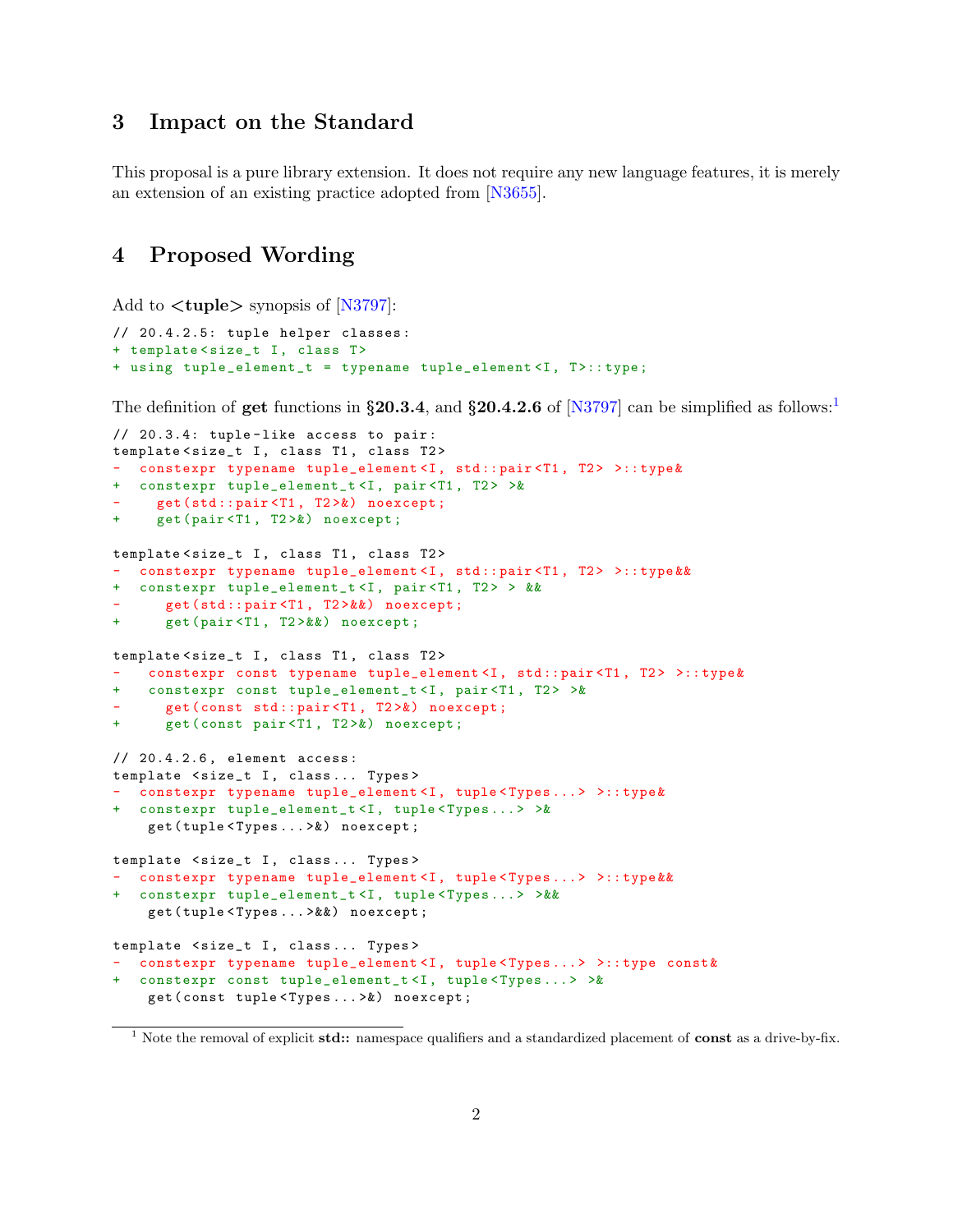## 3 Impact on the Standard

This proposal is a pure library extension. It does not require any new language features, it is merely an extension of an existing practice adopted from [N3655].

## 4 Proposed Wording

Add to **<tuple>** synopsis of [N3797]:

```
// 20.4.2.5: tuple helper classes:
+ template<size_t I, class T>
+ using tuple_element_t = typename tuple_element<I, T>::type;
```

The definition of **get** functions in **§20.3.4**, and **§20.4.2.6** of [N3797] can be simplified as follows:[1]

```
// 20.3.4: tuple-like access to pair:
template<size_t I, class T1, class T2>
-  constexpr typename tuple_element<I, std::pair<T1, T2> >::type&
+  constexpr tuple_element_t<I, pair<T1, T2> >&
-    get(std::pair<T1, T2>&) noexcept;
+    get(pair<T1, T2>&) noexcept;

template<size_t I, class T1, class T2>
-  constexpr typename tuple_element<I, std::pair<T1, T2> >::type&&
+  constexpr tuple_element_t<I, pair<T1, T2> > &&
-     get(std::pair<T1, T2>&&) noexcept;
+     get(pair<T1, T2>&&) noexcept;

template<size_t I, class T1, class T2>
-   constexpr const typename tuple_element<I, std::pair<T1, T2> >::type&
+   constexpr const tuple_element_t<I, pair<T1, T2> >&
-     get(const std::pair<T1, T2>&) noexcept;
+     get(const pair<T1, T2>&) noexcept;

// 20.4.2.6, element access:
template <size_t I, class... Types>
-  constexpr typename tuple_element<I, tuple<Types...> >::type&
+  constexpr tuple_element_t<I, tuple<Types...> >&
    get(tuple<Types...>&) noexcept;

template <size_t I, class... Types>
-  constexpr typename tuple_element<I, tuple<Types...> >::type&&
+  constexpr tuple_element_t<I, tuple<Types...> >&&
    get(tuple<Types...>&&) noexcept;

template <size_t I, class... Types>
-  constexpr typename tuple_element<I, tuple<Types...> >::type const&
+  constexpr const tuple_element_t<I, tuple<Types...> >&
    get(const tuple<Types...>&) noexcept;
```

[1] Note the removal of explicit **std::** namespace qualifiers and a standardized placement of **const** as a drive-by-fix.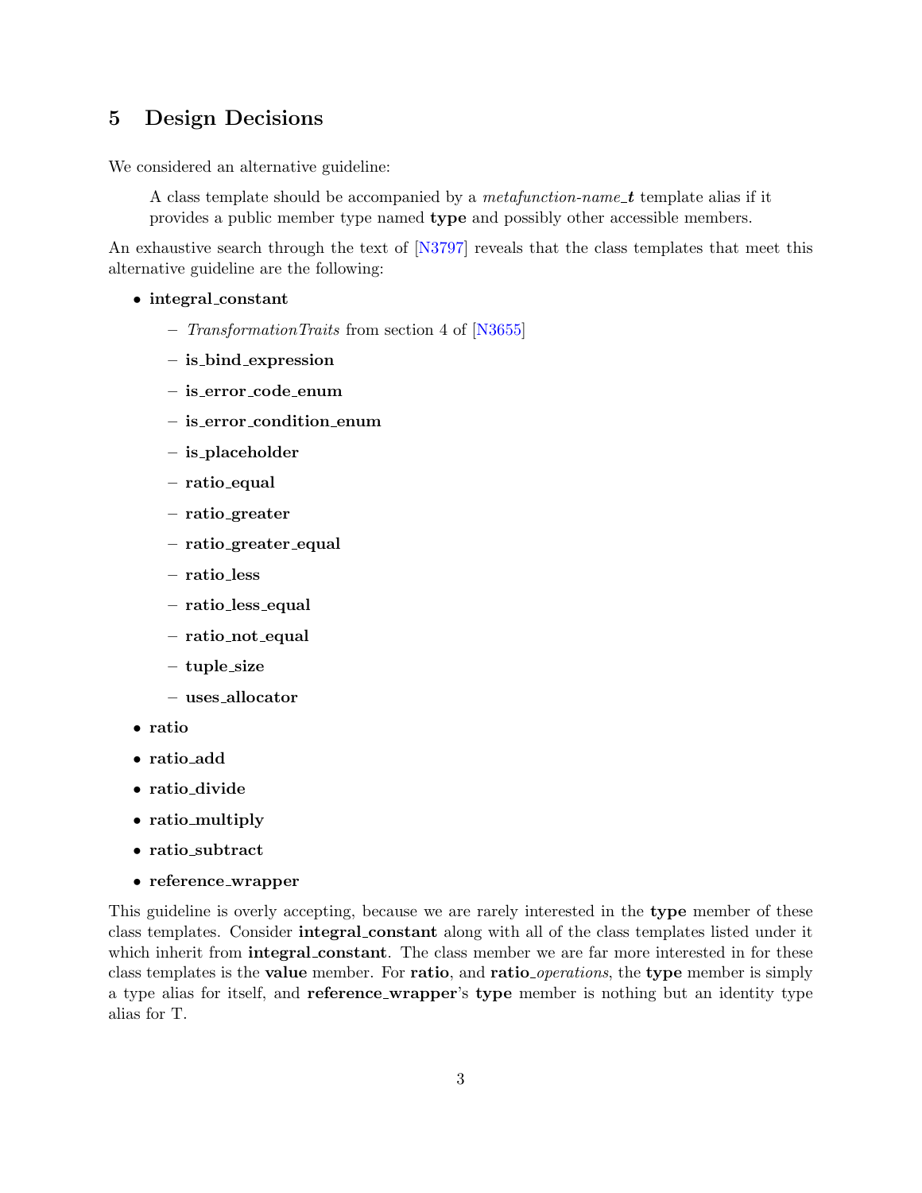## 5 Design Decisions

We considered an alternative guideline:

> A class template should be accompanied by a *metafunction-name_**t*** template alias if it provides a public member type named **type** and possibly other accessible members.

An exhaustive search through the text of [N3797] reveals that the class templates that meet this alternative guideline are the following:

- **integral_constant**
  - *TransformationTraits* from section 4 of [N3655]
  - **is_bind_expression**
  - **is_error_code_enum**
  - **is_error_condition_enum**
  - **is_placeholder**
  - **ratio_equal**
  - **ratio_greater**
  - **ratio_greater_equal**
  - **ratio_less**
  - **ratio_less_equal**
  - **ratio_not_equal**
  - **tuple_size**
  - **uses_allocator**
- **ratio**
- **ratio_add**
- **ratio_divide**
- **ratio_multiply**
- **ratio_subtract**
- **reference_wrapper**

This guideline is overly accepting, because we are rarely interested in the **type** member of these class templates. Consider **integral_constant** along with all of the class templates listed under it which inherit from **integral_constant**. The class member we are far more interested in for these class templates is the **value** member. For **ratio**, and **ratio_*operations***, the **type** member is simply a type alias for itself, and **reference_wrapper**'s **type** member is nothing but an identity type alias for T.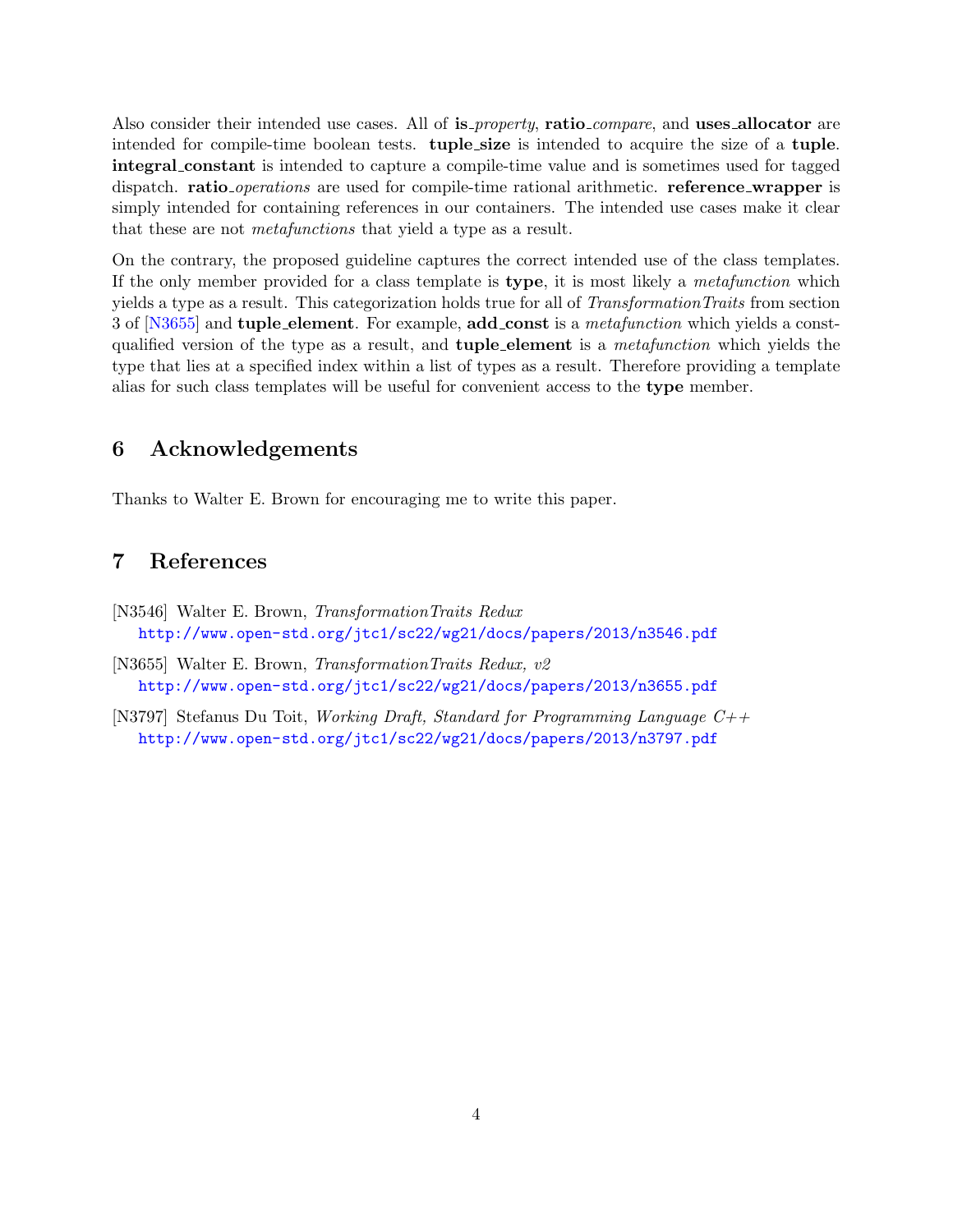Also consider their intended use cases. All of **is\_*property***, **ratio\_*compare***, and **uses\_allocator** are intended for compile-time boolean tests. **tuple\_size** is intended to acquire the size of a **tuple**. **integral\_constant** is intended to capture a compile-time value and is sometimes used for tagged dispatch. **ratio\_*operations*** are used for compile-time rational arithmetic. **reference\_wrapper** is simply intended for containing references in our containers. The intended use cases make it clear that these are not *metafunctions* that yield a type as a result.

On the contrary, the proposed guideline captures the correct intended use of the class templates. If the only member provided for a class template is **type**, it is most likely a *metafunction* which yields a type as a result. This categorization holds true for all of *TransformationTraits* from section 3 of [N3655] and **tuple\_element**. For example, **add\_const** is a *metafunction* which yields a const-qualified version of the type as a result, and **tuple\_element** is a *metafunction* which yields the type that lies at a specified index within a list of types as a result. Therefore providing a template alias for such class templates will be useful for convenient access to the **type** member.

## 6 Acknowledgements

Thanks to Walter E. Brown for encouraging me to write this paper.

## 7 References

[N3546] Walter E. Brown, *TransformationTraits Redux*
http://www.open-std.org/jtc1/sc22/wg21/docs/papers/2013/n3546.pdf

[N3655] Walter E. Brown, *TransformationTraits Redux, v2*
http://www.open-std.org/jtc1/sc22/wg21/docs/papers/2013/n3655.pdf

[N3797] Stefanus Du Toit, *Working Draft, Standard for Programming Language C++*
http://www.open-std.org/jtc1/sc22/wg21/docs/papers/2013/n3797.pdf